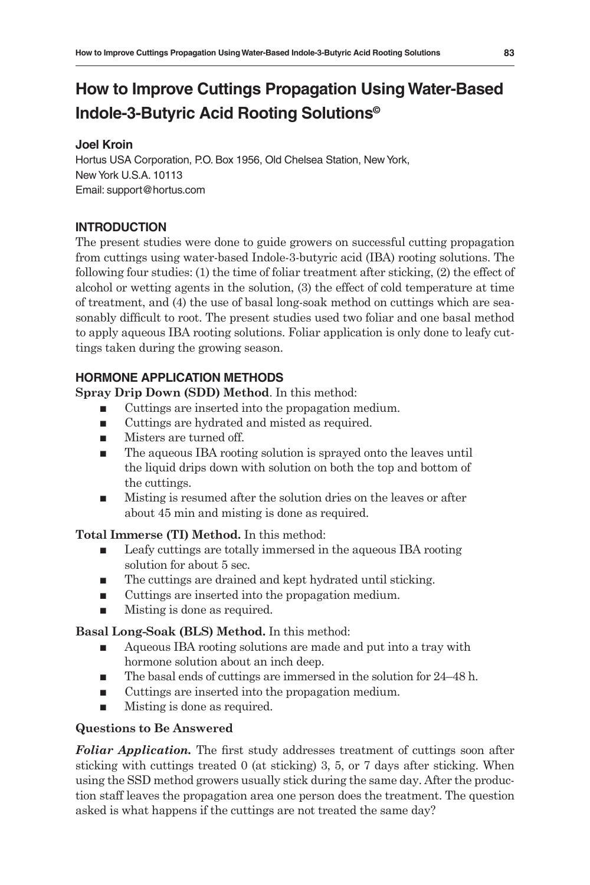# How to Improve Cuttings Propagation Using Water-Based Indole-3-Butyric Acid Rooting Solutions©

**Joel Kroin**

Hortus USA Corporation, P.O. Box 1956, Old Chelsea Station, New York, New York U.S.A. 10113

Email: support@hortus.com

## INTRODUCTION

The present studies were done to guide growers on successful cutting propagation from cuttings using water-based Indole-3-butyric acid (IBA) rooting solutions. The following four studies: (1) the time of foliar treatment after sticking, (2) the effect of alcohol or wetting agents in the solution, (3) the effect of cold temperature at time of treatment, and (4) the use of basal long-soak method on cuttings which are seasonably difficult to root. The present studies used two foliar and one basal method to apply aqueous IBA rooting solutions. Foliar application is only done to leafy cuttings taken during the growing season.

## HORMONE APPLICATION METHODS

**Spray Drip Down (SDD) Method**. In this method:

- Cuttings are inserted into the propagation medium.
- Cuttings are hydrated and misted as required.
- Misters are turned off.
- The aqueous IBA rooting solution is sprayed onto the leaves until the liquid drips down with solution on both the top and bottom of the cuttings.
- Misting is resumed after the solution dries on the leaves or after about 45 min and misting is done as required.

**Total Immerse (TI) Method.** In this method:

- Leafy cuttings are totally immersed in the aqueous IBA rooting solution for about 5 sec.
- The cuttings are drained and kept hydrated until sticking.
- Cuttings are inserted into the propagation medium.
- Misting is done as required.

**Basal Long-Soak (BLS) Method.** In this method:

- Aqueous IBA rooting solutions are made and put into a tray with hormone solution about an inch deep.
- The basal ends of cuttings are immersed in the solution for 24–48 h.
- Cuttings are inserted into the propagation medium.
- Misting is done as required.

### Questions to Be Answered

***Foliar Application.*** The first study addresses treatment of cuttings soon after sticking with cuttings treated 0 (at sticking) 3, 5, or 7 days after sticking. When using the SSD method growers usually stick during the same day. After the production staff leaves the propagation area one person does the treatment. The question asked is what happens if the cuttings are not treated the same day?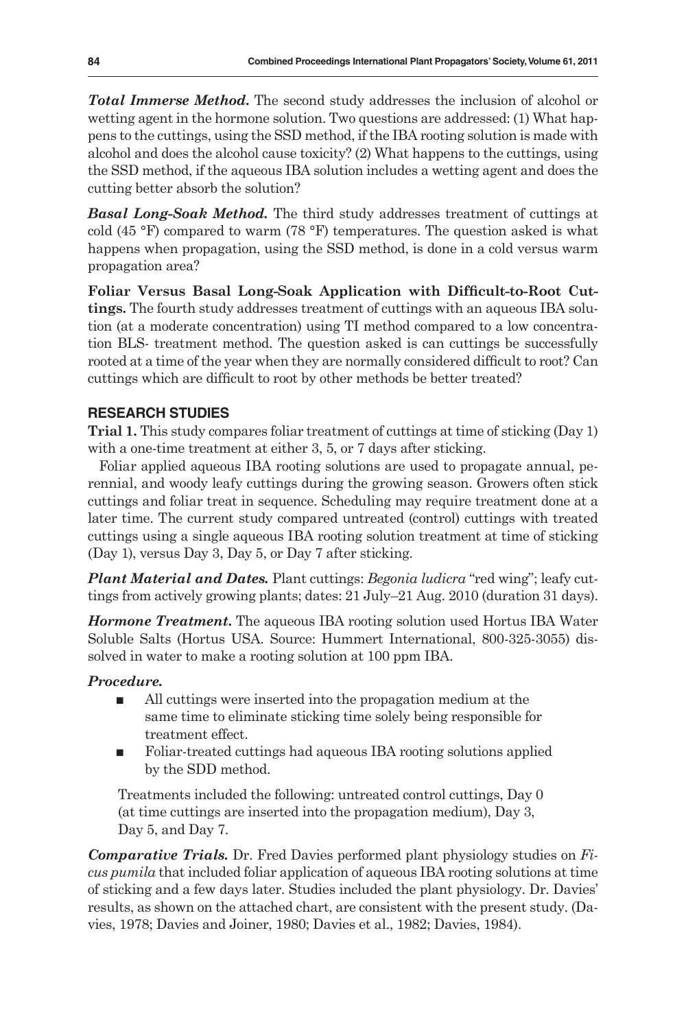***Total Immerse Method.*** The second study addresses the inclusion of alcohol or wetting agent in the hormone solution. Two questions are addressed: (1) What happens to the cuttings, using the SSD method, if the IBA rooting solution is made with alcohol and does the alcohol cause toxicity? (2) What happens to the cuttings, using the SSD method, if the aqueous IBA solution includes a wetting agent and does the cutting better absorb the solution?

***Basal Long-Soak Method.*** The third study addresses treatment of cuttings at cold (45 °F) compared to warm (78 °F) temperatures. The question asked is what happens when propagation, using the SSD method, is done in a cold versus warm propagation area?

**Foliar Versus Basal Long-Soak Application with Difficult-to-Root Cuttings.** The fourth study addresses treatment of cuttings with an aqueous IBA solution (at a moderate concentration) using TI method compared to a low concentration BLS- treatment method. The question asked is can cuttings be successfully rooted at a time of the year when they are normally considered difficult to root? Can cuttings which are difficult to root by other methods be better treated?

## RESEARCH STUDIES

**Trial 1.** This study compares foliar treatment of cuttings at time of sticking (Day 1) with a one-time treatment at either 3, 5, or 7 days after sticking.

Foliar applied aqueous IBA rooting solutions are used to propagate annual, perennial, and woody leafy cuttings during the growing season. Growers often stick cuttings and foliar treat in sequence. Scheduling may require treatment done at a later time. The current study compared untreated (control) cuttings with treated cuttings using a single aqueous IBA rooting solution treatment at time of sticking (Day 1), versus Day 3, Day 5, or Day 7 after sticking.

***Plant Material and Dates.*** Plant cuttings: *Begonia ludicra* "red wing"; leafy cuttings from actively growing plants; dates: 21 July–21 Aug. 2010 (duration 31 days).

***Hormone Treatment.*** The aqueous IBA rooting solution used Hortus IBA Water Soluble Salts (Hortus USA. Source: Hummert International, 800-325-3055) dissolved in water to make a rooting solution at 100 ppm IBA.

***Procedure.***

- All cuttings were inserted into the propagation medium at the same time to eliminate sticking time solely being responsible for treatment effect.
- Foliar-treated cuttings had aqueous IBA rooting solutions applied by the SDD method.

Treatments included the following: untreated control cuttings, Day 0 (at time cuttings are inserted into the propagation medium), Day 3, Day 5, and Day 7.

***Comparative Trials.*** Dr. Fred Davies performed plant physiology studies on *Ficus pumila* that included foliar application of aqueous IBA rooting solutions at time of sticking and a few days later. Studies included the plant physiology. Dr. Davies' results, as shown on the attached chart, are consistent with the present study. (Davies, 1978; Davies and Joiner, 1980; Davies et al., 1982; Davies, 1984).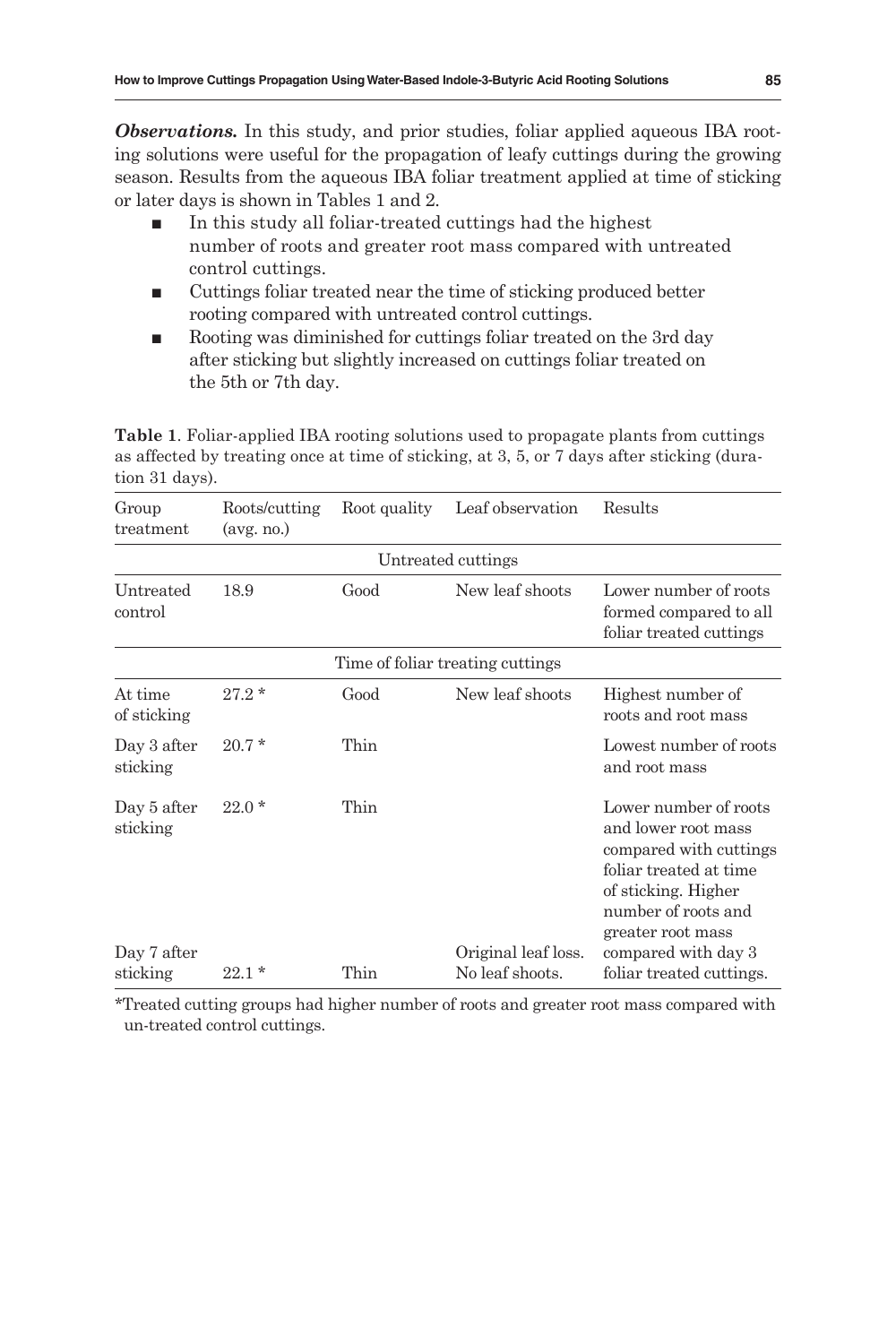***Observations.*** In this study, and prior studies, foliar applied aqueous IBA rooting solutions were useful for the propagation of leafy cuttings during the growing season. Results from the aqueous IBA foliar treatment applied at time of sticking or later days is shown in Tables 1 and 2.

- In this study all foliar-treated cuttings had the highest number of roots and greater root mass compared with untreated control cuttings.
- Cuttings foliar treated near the time of sticking produced better rooting compared with untreated control cuttings.
- Rooting was diminished for cuttings foliar treated on the 3rd day after sticking but slightly increased on cuttings foliar treated on the 5th or 7th day.

**Table 1**. Foliar-applied IBA rooting solutions used to propagate plants from cuttings as affected by treating once at time of sticking, at 3, 5, or 7 days after sticking (duration 31 days).

| Group treatment | Roots/cutting (avg. no.) | Root quality | Leaf observation | Results |
|---|---|---|---|---|
| | | Untreated cuttings | | |
| Untreated control | 18.9 | Good | New leaf shoots | Lower number of roots formed compared to all foliar treated cuttings |
| | | Time of foliar treating cuttings | | |
| At time of sticking | 27.2 * | Good | New leaf shoots | Highest number of roots and root mass |
| Day 3 after sticking | 20.7 * | Thin | | Lowest number of roots and root mass |
| Day 5 after sticking | 22.0 * | Thin | | Lower number of roots and lower root mass compared with cuttings foliar treated at time of sticking. Higher number of roots and greater root mass compared with day 3 foliar treated cuttings. |
| Day 7 after sticking | 22.1 * | Thin | Original leaf loss. No leaf shoots. | |

*Treated cutting groups had higher number of roots and greater root mass compared with un-treated control cuttings.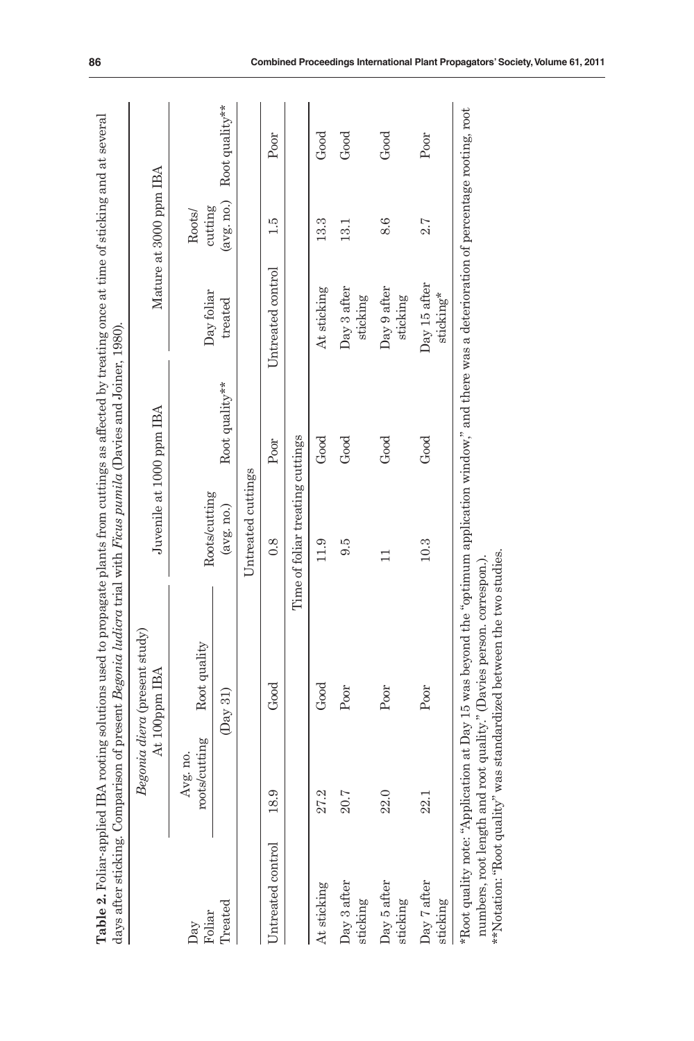**Table 2.** Foliar-applied IBA rooting solutions used to propagate plants from cuttings as affected by treating once at time of sticking and at several days after sticking. Comparison of present *Begonia ludicra* trial with *Ficus pumila* (Davies and Joiner, 1980).

| Day Foliar Treated | *Begonia diera* (present study) At 100ppm IBA | | Juvenile at 1000 ppm IBA | | Mature at 3000 ppm IBA | | |
|---|---|---|---|---|---|---|---|
| | Avg. no. roots/cutting | Root quality | Roots/cutting | Root quality** | Day foliar treated | Roots/ cutting | Root quality** |
| | (Day 31) | | (avg. no.) | | | (avg. no.) | |
| | | | Untreated cuttings | | | | |
| Untreated control | 18.9 | Good | 0.8 | Poor | Untreated control | 1.5 | Poor |
| | | | Time of foliar treating cuttings | | | | |
| At sticking | 27.2 | Good | 11.9 | Good | At sticking | 13.3 | Good |
| Day 3 after sticking | 20.7 | Poor | 9.5 | Good | Day 3 after sticking | 13.1 | Good |
| Day 5 after sticking | 22.0 | Poor | 11 | Good | Day 9 after sticking | 8.6 | Good |
| Day 7 after sticking | 22.1 | Poor | 10.3 | Good | Day 15 after sticking* | 2.7 | Poor |

*Root quality note: "Application at Day 15 was beyond the "optimum application window," and there was a deterioration of percentage rooting, root numbers, root length and root quality." (Davies person. correspon.).

**Notation: "Root quality" was standardized between the two studies.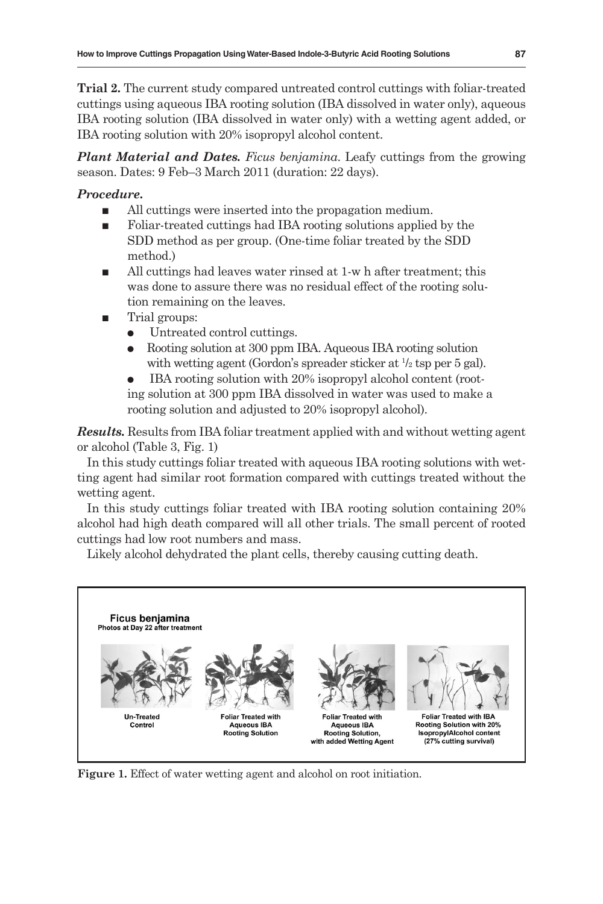**Trial 2.** The current study compared untreated control cuttings with foliar-treated cuttings using aqueous IBA rooting solution (IBA dissolved in water only), aqueous IBA rooting solution (IBA dissolved in water only) with a wetting agent added, or IBA rooting solution with 20% isopropyl alcohol content.

***Plant Material and Dates.*** *Ficus benjamina*. Leafy cuttings from the growing season. Dates: 9 Feb–3 March 2011 (duration: 22 days).

***Procedure.***

- All cuttings were inserted into the propagation medium.
- Foliar-treated cuttings had IBA rooting solutions applied by the SDD method as per group. (One-time foliar treated by the SDD method.)
- All cuttings had leaves water rinsed at 1-w h after treatment; this was done to assure there was no residual effect of the rooting solution remaining on the leaves.
- Trial groups:
  - Untreated control cuttings.
  - Rooting solution at 300 ppm IBA. Aqueous IBA rooting solution with wetting agent (Gordon's spreader sticker at 1/2 tsp per 5 gal).
  - IBA rooting solution with 20% isopropyl alcohol content (rooting solution at 300 ppm IBA dissolved in water was used to make a rooting solution and adjusted to 20% isopropyl alcohol).

***Results.*** Results from IBA foliar treatment applied with and without wetting agent or alcohol (Table 3, Fig. 1)

In this study cuttings foliar treated with aqueous IBA rooting solutions with wetting agent had similar root formation compared with cuttings treated without the wetting agent.

In this study cuttings foliar treated with IBA rooting solution containing 20% alcohol had high death compared will all other trials. The small percent of rooted cuttings had low root numbers and mass.

Likely alcohol dehydrated the plant cells, thereby causing cutting death.

**Ficus benjamina**
Photos at Day 22 after treatment

Un-Treated Control | Foliar Treated with Aqueous IBA Rooting Solution | Foliar Treated with Aqueous IBA Rooting Solution, with added Wetting Agent | Foliar Treated with IBA Rooting Solution with 20% IsopropylAlcohol content (27% cutting survival)

**Figure 1.** Effect of water wetting agent and alcohol on root initiation.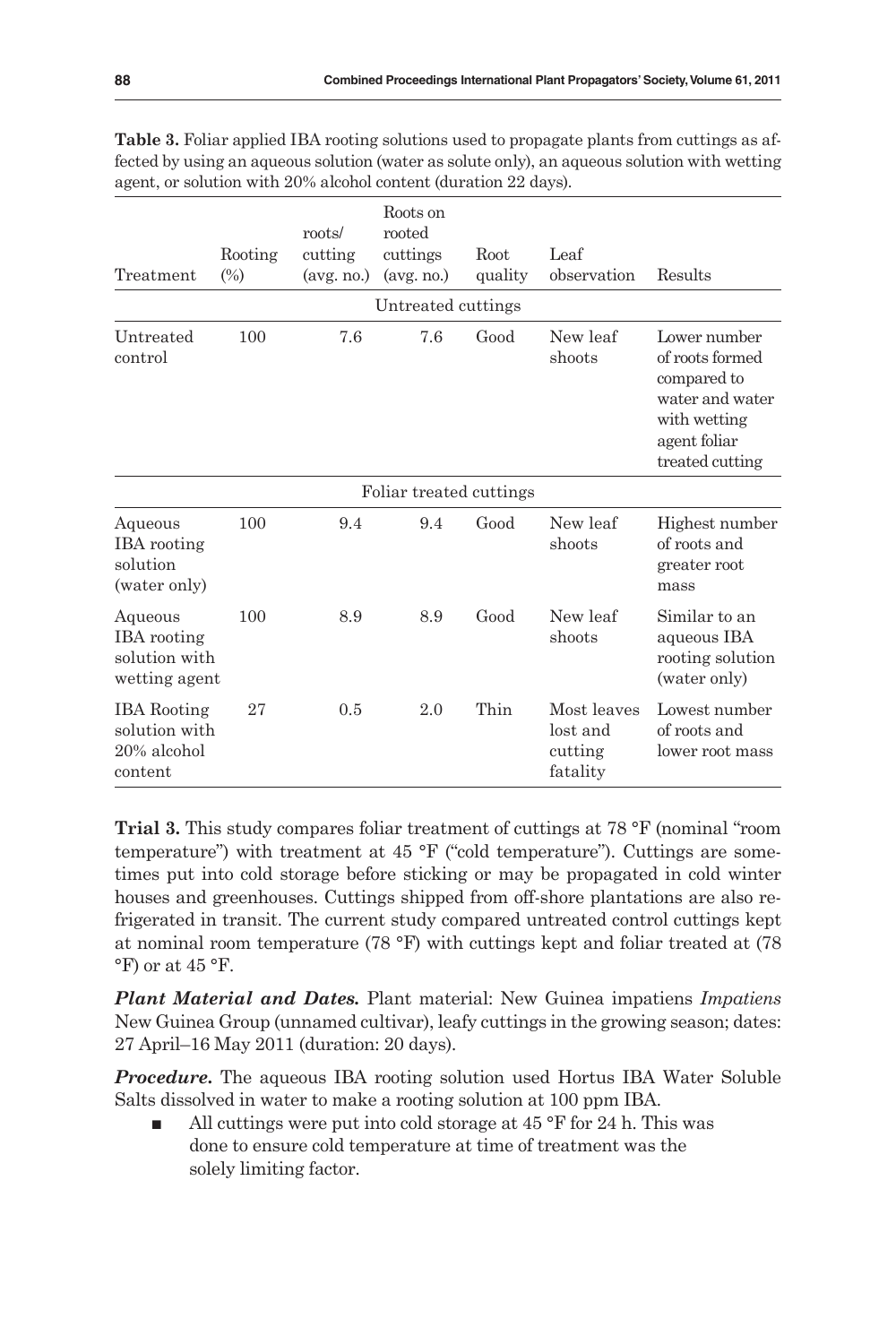**Table 3.** Foliar applied IBA rooting solutions used to propagate plants from cuttings as affected by using an aqueous solution (water as solute only), an aqueous solution with wetting agent, or solution with 20% alcohol content (duration 22 days).

| Treatment | Rooting (%) | roots/ cutting (avg. no.) | Roots on rooted cuttings (avg. no.) | Root quality | Leaf observation | Results |
|---|---|---|---|---|---|---|
| Untreated cuttings | | | | | | |
| Untreated control | 100 | 7.6 | 7.6 | Good | New leaf shoots | Lower number of roots formed compared to water and water with wetting agent foliar treated cutting |
| Foliar treated cuttings | | | | | | |
| Aqueous IBA rooting solution (water only) | 100 | 9.4 | 9.4 | Good | New leaf shoots | Highest number of roots and greater root mass |
| Aqueous IBA rooting solution with wetting agent | 100 | 8.9 | 8.9 | Good | New leaf shoots | Similar to an aqueous IBA rooting solution (water only) |
| IBA Rooting solution with 20% alcohol content | 27 | 0.5 | 2.0 | Thin | Most leaves lost and cutting fatality | Lowest number of roots and lower root mass |

**Trial 3.** This study compares foliar treatment of cuttings at 78 °F (nominal "room temperature") with treatment at 45 °F ("cold temperature"). Cuttings are sometimes put into cold storage before sticking or may be propagated in cold winter houses and greenhouses. Cuttings shipped from off-shore plantations are also refrigerated in transit. The current study compared untreated control cuttings kept at nominal room temperature (78 °F) with cuttings kept and foliar treated at (78 °F) or at 45 °F.

***Plant Material and Dates.*** Plant material: New Guinea impatiens *Impatiens* New Guinea Group (unnamed cultivar), leafy cuttings in the growing season; dates: 27 April–16 May 2011 (duration: 20 days).

***Procedure.*** The aqueous IBA rooting solution used Hortus IBA Water Soluble Salts dissolved in water to make a rooting solution at 100 ppm IBA.

- All cuttings were put into cold storage at 45 °F for 24 h. This was done to ensure cold temperature at time of treatment was the solely limiting factor.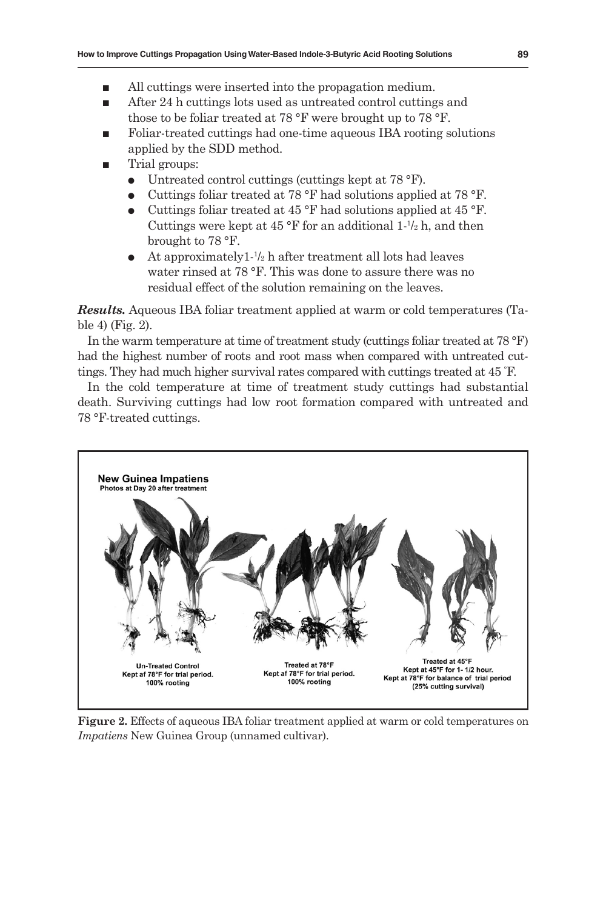- All cuttings were inserted into the propagation medium.
- After 24 h cuttings lots used as untreated control cuttings and those to be foliar treated at 78 °F were brought up to 78 °F.
- Foliar-treated cuttings had one-time aqueous IBA rooting solutions applied by the SDD method.
- Trial groups:
  - Untreated control cuttings (cuttings kept at 78 °F).
  - Cuttings foliar treated at 78 °F had solutions applied at 78 °F.
  - Cuttings foliar treated at 45 °F had solutions applied at 45 °F. Cuttings were kept at 45 °F for an additional 1-1/2 h, and then brought to 78 °F.
  - At approximately1-1/2 h after treatment all lots had leaves water rinsed at 78 °F. This was done to assure there was no residual effect of the solution remaining on the leaves.

***Results.*** Aqueous IBA foliar treatment applied at warm or cold temperatures (Table 4) (Fig. 2).

In the warm temperature at time of treatment study (cuttings foliar treated at 78 °F) had the highest number of roots and root mass when compared with untreated cuttings. They had much higher survival rates compared with cuttings treated at 45 ˚F.

In the cold temperature at time of treatment study cuttings had substantial death. Surviving cuttings had low root formation compared with untreated and 78 °F-treated cuttings.

**New Guinea Impatiens**
Photos at Day 20 after treatment

| Un-Treated Control | Treated at 78°F | Treated at 45°F |
|---|---|---|
| Kept af 78°F for trial period. | Kept af 78°F for trial period. | Kept at 45°F for 1- 1/2 hour. Kept at 78°F for balance of trial period |
| 100% rooting | 100% rooting | (25% cutting survival) |

**Figure 2.** Effects of aqueous IBA foliar treatment applied at warm or cold temperatures on *Impatiens* New Guinea Group (unnamed cultivar).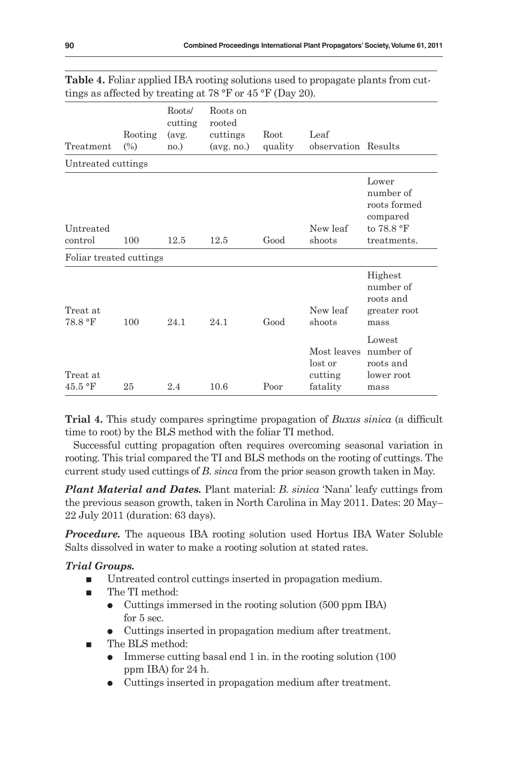**Table 4.** Foliar applied IBA rooting solutions used to propagate plants from cuttings as affected by treating at 78 °F or 45 °F (Day 20).

| Treatment | Rooting (%) | Roots/ cutting (avg. no.) | Roots on rooted cuttings (avg. no.) | Root quality | Leaf observation | Results |
|---|---|---|---|---|---|---|
| Untreated cuttings | | | | | | |
| Untreated control | 100 | 12.5 | 12.5 | Good | New leaf shoots | Lower number of roots formed compared to 78.8 °F treatments. |
| Foliar treated cuttings | | | | | | |
| Treat at 78.8 °F | 100 | 24.1 | 24.1 | Good | New leaf shoots | Highest number of roots and greater root mass |
| Treat at 45.5 °F | 25 | 2.4 | 10.6 | Poor | Most leaves lost or cutting fatality | Lowest number of roots and lower root mass |

**Trial 4.** This study compares springtime propagation of *Buxus sinica* (a difficult time to root) by the BLS method with the foliar TI method.

Successful cutting propagation often requires overcoming seasonal variation in rooting. This trial compared the TI and BLS methods on the rooting of cuttings. The current study used cuttings of *B. sinca* from the prior season growth taken in May.

***Plant Material and Dates.*** Plant material: *B. sinica* 'Nana' leafy cuttings from the previous season growth, taken in North Carolina in May 2011. Dates: 20 May–22 July 2011 (duration: 63 days).

***Procedure.*** The aqueous IBA rooting solution used Hortus IBA Water Soluble Salts dissolved in water to make a rooting solution at stated rates.

***Trial Groups.***

- Untreated control cuttings inserted in propagation medium.
- The TI method:
  - Cuttings immersed in the rooting solution (500 ppm IBA) for 5 sec.
  - Cuttings inserted in propagation medium after treatment.
- The BLS method:
  - Immerse cutting basal end 1 in. in the rooting solution (100 ppm IBA) for 24 h.
  - Cuttings inserted in propagation medium after treatment.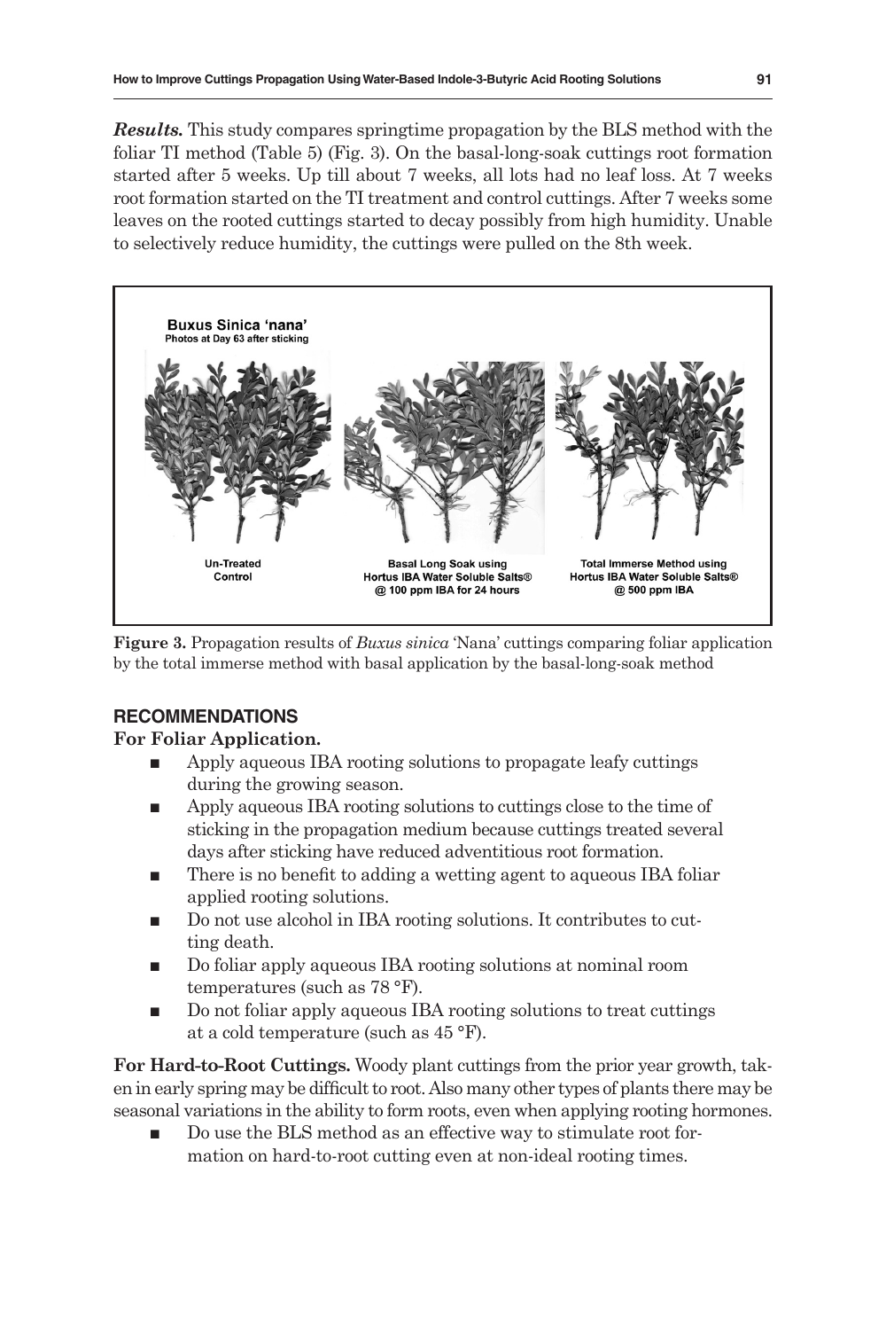***Results.*** This study compares springtime propagation by the BLS method with the foliar TI method (Table 5) (Fig. 3). On the basal-long-soak cuttings root formation started after 5 weeks. Up till about 7 weeks, all lots had no leaf loss. At 7 weeks root formation started on the TI treatment and control cuttings. After 7 weeks some leaves on the rooted cuttings started to decay possibly from high humidity. Unable to selectively reduce humidity, the cuttings were pulled on the 8th week.

**Figure 3.** Propagation results of *Buxus sinica* 'Nana' cuttings comparing foliar application by the total immerse method with basal application by the basal-long-soak method

## RECOMMENDATIONS

**For Foliar Application.**

- Apply aqueous IBA rooting solutions to propagate leafy cuttings during the growing season.
- Apply aqueous IBA rooting solutions to cuttings close to the time of sticking in the propagation medium because cuttings treated several days after sticking have reduced adventitious root formation.
- There is no benefit to adding a wetting agent to aqueous IBA foliar applied rooting solutions.
- Do not use alcohol in IBA rooting solutions. It contributes to cutting death.
- Do foliar apply aqueous IBA rooting solutions at nominal room temperatures (such as 78 °F).
- Do not foliar apply aqueous IBA rooting solutions to treat cuttings at a cold temperature (such as 45 °F).

**For Hard-to-Root Cuttings.** Woody plant cuttings from the prior year growth, taken in early spring may be difficult to root. Also many other types of plants there may be seasonal variations in the ability to form roots, even when applying rooting hormones.

- Do use the BLS method as an effective way to stimulate root formation on hard-to-root cutting even at non-ideal rooting times.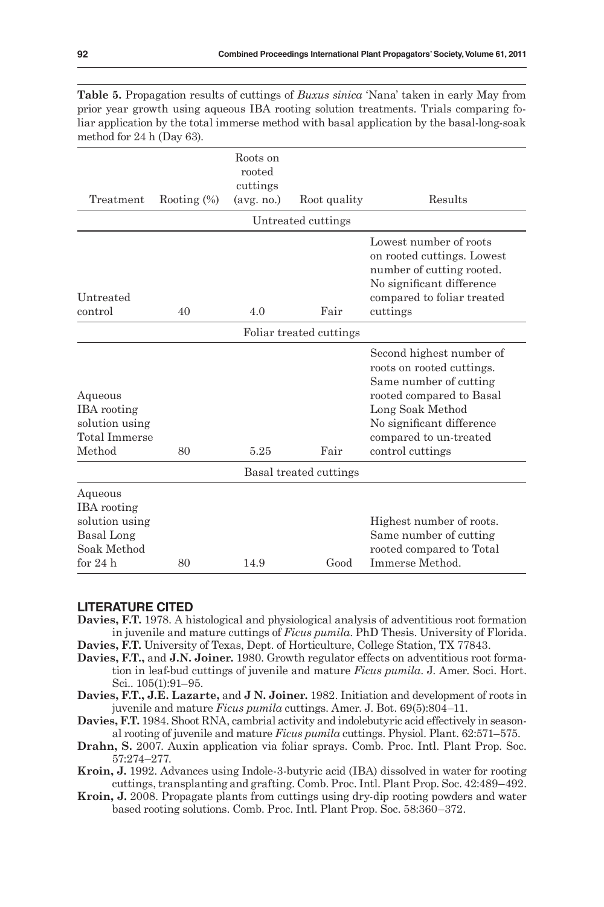**Table 5.** Propagation results of cuttings of *Buxus sinica* 'Nana' taken in early May from prior year growth using aqueous IBA rooting solution treatments. Trials comparing foliar application by the total immerse method with basal application by the basal-long-soak method for 24 h (Day 63).

| Treatment | Rooting (%) | Roots on rooted cuttings (avg. no.) | Root quality | Results |
|---|---|---|---|---|
| | | | Untreated cuttings | |
| Untreated control | 40 | 4.0 | Fair | Lowest number of roots on rooted cuttings. Lowest number of cutting rooted. No significant difference compared to foliar treated cuttings |
| | | | Foliar treated cuttings | |
| Aqueous IBA rooting solution using Total Immerse Method | 80 | 5.25 | Fair | Second highest number of roots on rooted cuttings. Same number of cutting rooted compared to Basal Long Soak Method No significant difference compared to un-treated control cuttings |
| | | | Basal treated cuttings | |
| Aqueous IBA rooting solution using Basal Long Soak Method for 24 h | 80 | 14.9 | Good | Highest number of roots. Same number of cutting rooted compared to Total Immerse Method. |

## LITERATURE CITED

**Davies, F.T.** 1978. A histological and physiological analysis of adventitious root formation in juvenile and mature cuttings of *Ficus pumila*. PhD Thesis. University of Florida.

**Davies, F.T.** University of Texas, Dept. of Horticulture, College Station, TX 77843.

**Davies, F.T.,** and **J.N. Joiner.** 1980. Growth regulator effects on adventitious root formation in leaf-bud cuttings of juvenile and mature *Ficus pumila*. J. Amer. Soci. Hort. Sci.. 105(1):91–95.

**Davies, F.T., J.E. Lazarte,** and **J N. Joiner.** 1982. Initiation and development of roots in juvenile and mature *Ficus pumila* cuttings. Amer. J. Bot. 69(5):804–11.

**Davies, F.T.** 1984. Shoot RNA, cambrial activity and indolebutyric acid effectively in seasonal rooting of juvenile and mature *Ficus pumila* cuttings. Physiol. Plant. 62:571–575.

**Drahn, S.** 2007. Auxin application via foliar sprays. Comb. Proc. Intl. Plant Prop. Soc. 57:274–277.

**Kroin, J.** 1992. Advances using Indole-3-butyric acid (IBA) dissolved in water for rooting cuttings, transplanting and grafting. Comb. Proc. Intl. Plant Prop. Soc. 42:489–492.

**Kroin, J.** 2008. Propagate plants from cuttings using dry-dip rooting powders and water based rooting solutions. Comb. Proc. Intl. Plant Prop. Soc. 58:360–372.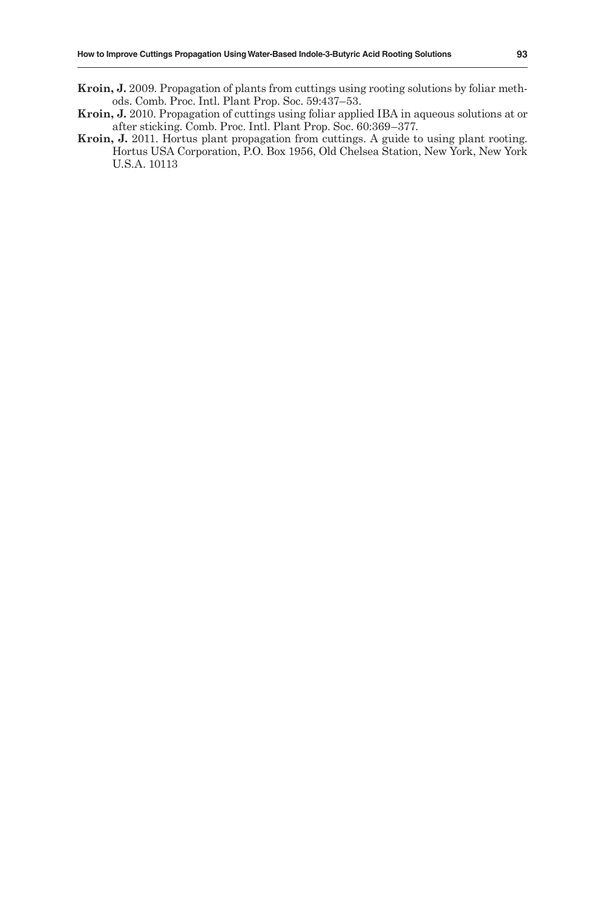**Kroin, J.** 2009. Propagation of plants from cuttings using rooting solutions by foliar methods. Comb. Proc. Intl. Plant Prop. Soc. 59:437–53.

**Kroin, J.** 2010. Propagation of cuttings using foliar applied IBA in aqueous solutions at or after sticking. Comb. Proc. Intl. Plant Prop. Soc. 60:369–377.

**Kroin, J.** 2011. Hortus plant propagation from cuttings. A guide to using plant rooting. Hortus USA Corporation, P.O. Box 1956, Old Chelsea Station, New York, New York U.S.A. 10113